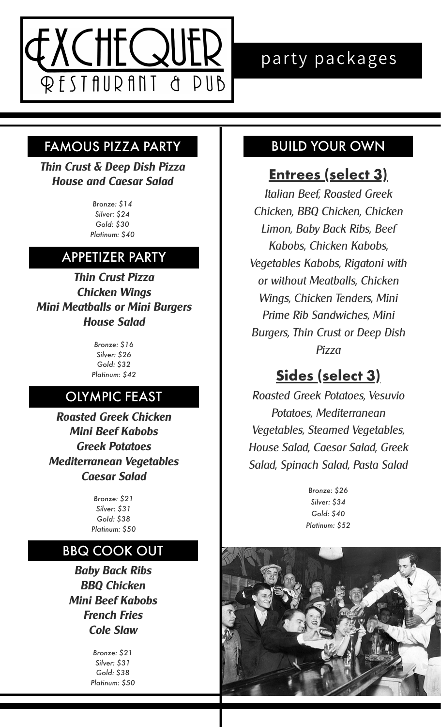# EXCHEQUER RESTAURANT & PUB

## party packages

## FAMOUS PIZZA PARTY

***Thin Crust & Deep Dish Pizza***
***House and Caesar Salad***

*Bronze: $14*
*Silver: $24*
*Gold: $30*
*Platinum: $40*

## APPETIZER PARTY

***Thin Crust Pizza***
***Chicken Wings***
***Mini Meatballs or Mini Burgers***
***House Salad***

*Bronze: $16*
*Silver: $26*
*Gold: $32*
*Platinum: $42*

## OLYMPIC FEAST

***Roasted Greek Chicken***
***Mini Beef Kabobs***
***Greek Potatoes***
***Mediterranean Vegetables***
***Caesar Salad***

*Bronze: $21*
*Silver: $31*
*Gold: $38*
*Platinum: $50*

## BBQ COOK OUT

***Baby Back Ribs***
***BBQ Chicken***
***Mini Beef Kabobs***
***French Fries***
***Cole Slaw***

*Bronze: $21*
*Silver: $31*
*Gold: $38*
*Platinum: $50*

## BUILD YOUR OWN

### Entrees (select 3)

*Italian Beef, Roasted Greek Chicken, BBQ Chicken, Chicken Limon, Baby Back Ribs, Beef Kabobs, Chicken Kabobs, Vegetables Kabobs, Rigatoni with or without Meatballs, Chicken Wings, Chicken Tenders, Mini Prime Rib Sandwiches, Mini Burgers, Thin Crust or Deep Dish Pizza*

### Sides (select 3)

*Roasted Greek Potatoes, Vesuvio Potatoes, Mediterranean Vegetables, Steamed Vegetables, House Salad, Caesar Salad, Greek Salad, Spinach Salad, Pasta Salad*

*Bronze: $26*
*Silver: $34*
*Gold: $40*
*Platinum: $52*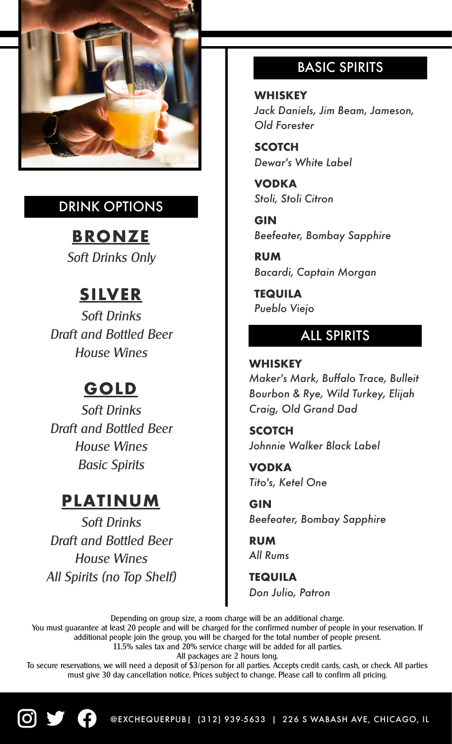## DRINK OPTIONS

### BRONZE

*Soft Drinks Only*

### SILVER

*Soft Drinks*
*Draft and Bottled Beer*
*House Wines*

### GOLD

*Soft Drinks*
*Draft and Bottled Beer*
*House Wines*
*Basic Spirits*

### PLATINUM

*Soft Drinks*
*Draft and Bottled Beer*
*House Wines*
*All Spirits (no Top Shelf)*

## BASIC SPIRITS

**WHISKEY**
*Jack Daniels, Jim Beam, Jameson, Old Forester*

**SCOTCH**
*Dewar's White Label*

**VODKA**
*Stoli, Stoli Citron*

**GIN**
*Beefeater, Bombay Sapphire*

**RUM**
*Bacardi, Captain Morgan*

**TEQUILA**
*Pueblo Viejo*

## ALL SPIRITS

**WHISKEY**
*Maker's Mark, Buffalo Trace, Bulleit Bourbon & Rye, Wild Turkey, Elijah Craig, Old Grand Dad*

**SCOTCH**
*Johnnie Walker Black Label*

**VODKA**
*Tito's, Ketel One*

**GIN**
*Beefeater, Bombay Sapphire*

**RUM**
*All Rums*

**TEQUILA**
*Don Julio, Patron*

Depending on group size, a room charge will be an additional charge.
You must guarantee at least 20 people and will be charged for the confirmed number of people in your reservation. If additional people join the group, you will be charged for the total number of people present.
11.5% sales tax and 20% service charge will be added for all parties.
All packages are 2 hours long.
To secure reservations, we will need a deposit of $3/person for all parties. Accepts credit cards, cash, or check. All parties must give 30 day cancellation notice. Prices subject to change. Please call to confirm all pricing.

@EXCHEQUERPUB| (312) 939-5633 | 226 S WABASH AVE, CHICAGO, IL